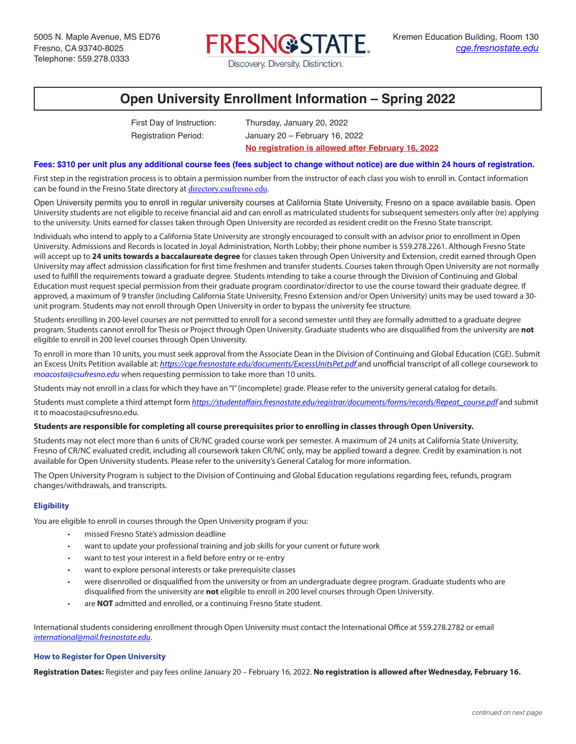5005 N. Maple Avenue, MS ED76
Fresno, CA 93740-8025
Telephone: 559.278.0333

FRESNO STATE
Discovery. Diversity. Distinction.

Kremen Education Building, Room 130
*cge.fresnostate.edu*

# Open University Enrollment Information – Spring 2022

First Day of Instruction: Thursday, January 20, 2022
Registration Period: January 20 – February 16, 2022
**No registration is allowed after February 16, 2022**

**Fees: $310 per unit plus any additional course fees (fees subject to change without notice) are due within 24 hours of registration.**

First step in the registration process is to obtain a permission number from the instructor of each class you wish to enroll in. Contact information can be found in the Fresno State directory at directory.csufresno.edu.

Open University permits you to enroll in regular university courses at California State University, Fresno on a space available basis. Open University students are not eligible to receive financial aid and can enroll as matriculated students for subsequent semesters only after (re) applying to the university. Units earned for classes taken through Open University are recorded as resident credit on the Fresno State transcript.

Individuals who intend to apply to a California State University are strongly encouraged to consult with an advisor prior to enrollment in Open University. Admissions and Records is located in Joyal Administration, North Lobby; their phone number is 559.278.2261. Although Fresno State will accept up to **24 units towards a baccalaureate degree** for classes taken through Open University and Extension, credit earned through Open University may affect admission classification for first time freshmen and transfer students. Courses taken through Open University are not normally used to fulfill the requirements toward a graduate degree. Students intending to take a course through the Division of Continuing and Global Education must request special permission from their graduate program coordinator/director to use the course toward their graduate degree. If approved, a maximum of 9 transfer (including California State University, Fresno Extension and/or Open University) units may be used toward a 30-unit program. Students may not enroll through Open University in order to bypass the university fee structure.

Students enrolling in 200-level courses are not permitted to enroll for a second semester until they are formally admitted to a graduate degree program. Students cannot enroll for Thesis or Project through Open University. Graduate students who are disqualified from the university are **not** eligible to enroll in 200 level courses through Open University.

To enroll in more than 10 units, you must seek approval from the Associate Dean in the Division of Continuing and Global Education (CGE). Submit an Excess Units Petition available at: *https://cge.fresnostate.edu/documents/ExcessUnitsPet.pdf* and unofficial transcript of all college coursework to *moacosta@csufresno.edu* when requesting permission to take more than 10 units.

Students may not enroll in a class for which they have an "I" (incomplete) grade. Please refer to the university general catalog for details.

Students must complete a third attempt form *https://studentaffairs.fresnostate.edu/registrar/documents/forms/records/Repeat_course.pdf* and submit it to moacosta@csufresno.edu.

**Students are responsible for completing all course prerequisites prior to enrolling in classes through Open University.**

Students may not elect more than 6 units of CR/NC graded course work per semester. A maximum of 24 units at California State University, Fresno of CR/NC evaluated credit, including all coursework taken CR/NC only, may be applied toward a degree. Credit by examination is not available for Open University students. Please refer to the university's General Catalog for more information.

The Open University Program is subject to the Division of Continuing and Global Education regulations regarding fees, refunds, program changes/withdrawals, and transcripts.

### Eligibility

You are eligible to enroll in courses through the Open University program if you:

- missed Fresno State's admission deadline
- want to update your professional training and job skills for your current or future work
- want to test your interest in a field before entry or re-entry
- want to explore personal interests or take prerequisite classes
- were disenrolled or disqualified from the university or from an undergraduate degree program. Graduate students who are disqualified from the university are **not** eligible to enroll in 200 level courses through Open University.
- are **NOT** admitted and enrolled, or a continuing Fresno State student.

International students considering enrollment through Open University must contact the International Office at 559.278.2782 or email *international@mail.fresnostate.edu*.

### How to Register for Open University

**Registration Dates:** Register and pay fees online January 20 – February 16, 2022. **No registration is allowed after Wednesday, February 16.**

*continued on next page*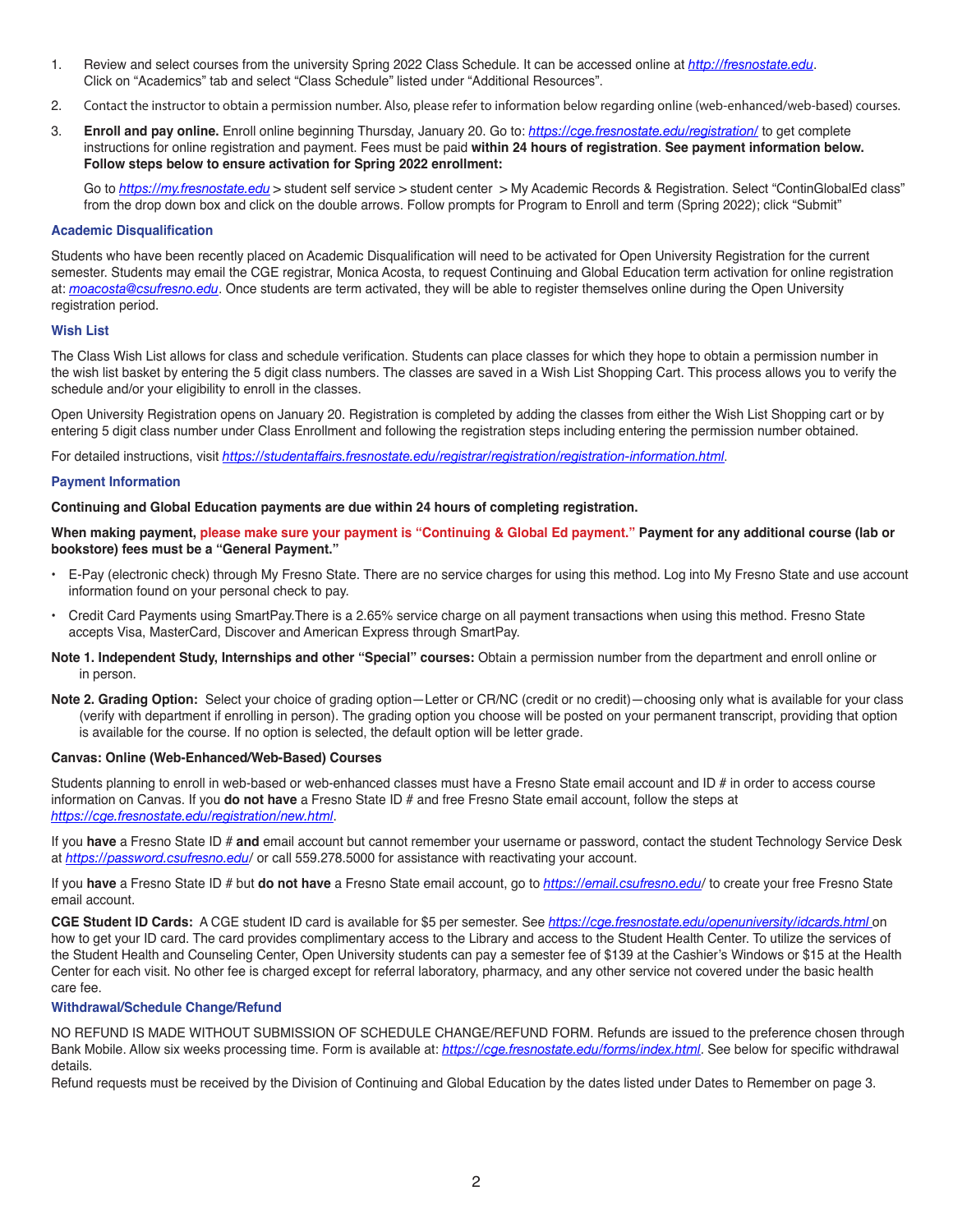1. Review and select courses from the university Spring 2022 Class Schedule. It can be accessed online at *http://fresnostate.edu*. Click on "Academics" tab and select "Class Schedule" listed under "Additional Resources".

2. Contact the instructor to obtain a permission number. Also, please refer to information below regarding online (web-enhanced/web-based) courses.

3. **Enroll and pay online.** Enroll online beginning Thursday, January 20. Go to: *https://cge.fresnostate.edu/registration/* to get complete instructions for online registration and payment. Fees must be paid **within 24 hours of registration**. **See payment information below. Follow steps below to ensure activation for Spring 2022 enrollment:**

   Go to *https://my.fresnostate.edu* > student self service > student center > My Academic Records & Registration. Select "ContinGlobalEd class" from the drop down box and click on the double arrows. Follow prompts for Program to Enroll and term (Spring 2022); click "Submit"

### Academic Disqualification

Students who have been recently placed on Academic Disqualification will need to be activated for Open University Registration for the current semester. Students may email the CGE registrar, Monica Acosta, to request Continuing and Global Education term activation for online registration at: *moacosta@csufresno.edu*. Once students are term activated, they will be able to register themselves online during the Open University registration period.

### Wish List

The Class Wish List allows for class and schedule verification. Students can place classes for which they hope to obtain a permission number in the wish list basket by entering the 5 digit class numbers. The classes are saved in a Wish List Shopping Cart. This process allows you to verify the schedule and/or your eligibility to enroll in the classes.

Open University Registration opens on January 20. Registration is completed by adding the classes from either the Wish List Shopping cart or by entering 5 digit class number under Class Enrollment and following the registration steps including entering the permission number obtained.

For detailed instructions, visit *https://studentaffairs.fresnostate.edu/registrar/registration/registration-information.html*.

### Payment Information

**Continuing and Global Education payments are due within 24 hours of completing registration.**

**When making payment, please make sure your payment is "Continuing & Global Ed payment." Payment for any additional course (lab or bookstore) fees must be a "General Payment."**

- E-Pay (electronic check) through My Fresno State. There are no service charges for using this method. Log into My Fresno State and use account information found on your personal check to pay.
- Credit Card Payments using SmartPay.There is a 2.65% service charge on all payment transactions when using this method. Fresno State accepts Visa, MasterCard, Discover and American Express through SmartPay.

**Note 1. Independent Study, Internships and other "Special" courses:** Obtain a permission number from the department and enroll online or in person.

**Note 2. Grading Option:** Select your choice of grading option—Letter or CR/NC (credit or no credit)—choosing only what is available for your class (verify with department if enrolling in person). The grading option you choose will be posted on your permanent transcript, providing that option is available for the course. If no option is selected, the default option will be letter grade.

### Canvas: Online (Web-Enhanced/Web-Based) Courses

Students planning to enroll in web-based or web-enhanced classes must have a Fresno State email account and ID # in order to access course information on Canvas. If you **do not have** a Fresno State ID # and free Fresno State email account, follow the steps at *https://cge.fresnostate.edu/registration/new.html*.

If you **have** a Fresno State ID # **and** email account but cannot remember your username or password, contact the student Technology Service Desk at *https://password.csufresno.edu/* or call 559.278.5000 for assistance with reactivating your account.

If you **have** a Fresno State ID # but **do not have** a Fresno State email account, go to *https://email.csufresno.edu/* to create your free Fresno State email account.

**CGE Student ID Cards:** A CGE student ID card is available for $5 per semester. See *https://cge.fresnostate.edu/openuniversity/idcards.html* on how to get your ID card. The card provides complimentary access to the Library and access to the Student Health Center. To utilize the services of the Student Health and Counseling Center, Open University students can pay a semester fee of $139 at the Cashier's Windows or $15 at the Health Center for each visit. No other fee is charged except for referral laboratory, pharmacy, and any other service not covered under the basic health care fee.

### Withdrawal/Schedule Change/Refund

NO REFUND IS MADE WITHOUT SUBMISSION OF SCHEDULE CHANGE/REFUND FORM. Refunds are issued to the preference chosen through Bank Mobile. Allow six weeks processing time. Form is available at: *https://cge.fresnostate.edu/forms/index.html*. See below for specific withdrawal details.

Refund requests must be received by the Division of Continuing and Global Education by the dates listed under Dates to Remember on page 3.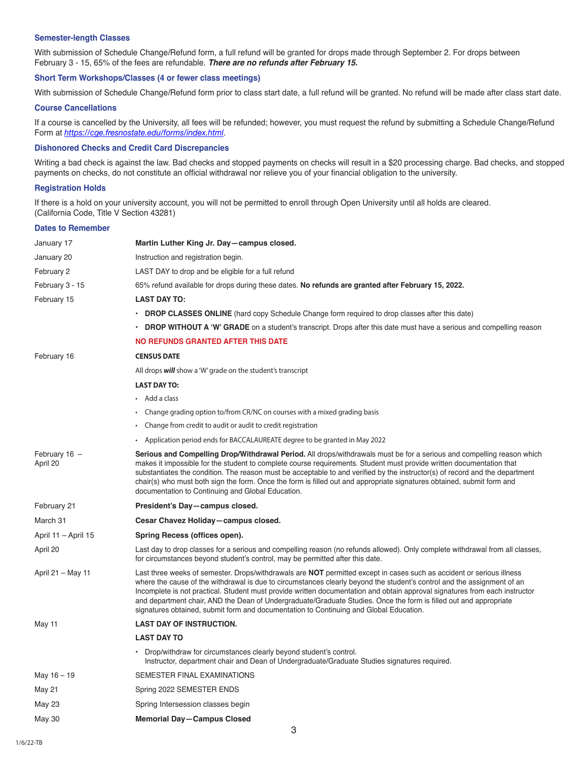### Semester-length Classes

With submission of Schedule Change/Refund form, a full refund will be granted for drops made through September 2. For drops between February 3 - 15, 65% of the fees are refundable. ***There are no refunds after February 15.***

### Short Term Workshops/Classes (4 or fewer class meetings)

With submission of Schedule Change/Refund form prior to class start date, a full refund will be granted. No refund will be made after class start date.

### Course Cancellations

If a course is cancelled by the University, all fees will be refunded; however, you must request the refund by submitting a Schedule Change/Refund Form at *https://cge.fresnostate.edu/forms/index.html*.

### Dishonored Checks and Credit Card Discrepancies

Writing a bad check is against the law. Bad checks and stopped payments on checks will result in a $20 processing charge. Bad checks, and stopped payments on checks, do not constitute an official withdrawal nor relieve you of your financial obligation to the university.

### Registration Holds

If there is a hold on your university account, you will not be permitted to enroll through Open University until all holds are cleared. (California Code, Title V Section 43281)

### Dates to Remember

| | |
|---|---|
| January 17 | **Martin Luther King Jr. Day—campus closed.** |
| January 20 | Instruction and registration begin. |
| February 2 | LAST DAY to drop and be eligible for a full refund |
| February 3 - 15 | 65% refund available for drops during these dates. **No refunds are granted after February 15, 2022.** |
| February 15 | **LAST DAY TO:**<br>• **DROP CLASSES ONLINE** (hard copy Schedule Change form required to drop classes after this date)<br>• **DROP WITHOUT A 'W' GRADE** on a student's transcript. Drops after this date must have a serious and compelling reason<br>**NO REFUNDS GRANTED AFTER THIS DATE** |
| February 16 | **CENSUS DATE**<br>All drops ***will*** show a 'W' grade on the student's transcript<br>**LAST DAY TO:**<br>• Add a class<br>• Change grading option to/from CR/NC on courses with a mixed grading basis<br>• Change from credit to audit or audit to credit registration<br>• Application period ends for BACCALAUREATE degree to be granted in May 2022 |
| February 16 – April 20 | **Serious and Compelling Drop/Withdrawal Period.** All drops/withdrawals must be for a serious and compelling reason which makes it impossible for the student to complete course requirements. Student must provide written documentation that substantiates the condition. The reason must be acceptable to and verified by the instructor(s) of record and the department chair(s) who must both sign the form. Once the form is filled out and appropriate signatures obtained, submit form and documentation to Continuing and Global Education. |
| February 21 | **President's Day—campus closed.** |
| March 31 | **Cesar Chavez Holiday—campus closed.** |
| April 11 – April 15 | **Spring Recess (offices open).** |
| April 20 | Last day to drop classes for a serious and compelling reason (no refunds allowed). Only complete withdrawal from all classes, for circumstances beyond student's control, may be permitted after this date. |
| April 21 – May 11 | Last three weeks of semester. Drops/withdrawals are **NOT** permitted except in cases such as accident or serious illness where the cause of the withdrawal is due to circumstances clearly beyond the student's control and the assignment of an Incomplete is not practical. Student must provide written documentation and obtain approval signatures from each instructor and department chair, AND the Dean of Undergraduate/Graduate Studies. Once the form is filled out and appropriate signatures obtained, submit form and documentation to Continuing and Global Education. |
| May 11 | **LAST DAY OF INSTRUCTION.**<br>**LAST DAY TO**<br>• Drop/withdraw for circumstances clearly beyond student's control. Instructor, department chair and Dean of Undergraduate/Graduate Studies signatures required. |
| May 16 – 19 | SEMESTER FINAL EXAMINATIONS |
| May 21 | Spring 2022 SEMESTER ENDS |
| May 23 | Spring Intersession classes begin |
| May 30 | **Memorial Day—Campus Closed** |

1/6/22-TB